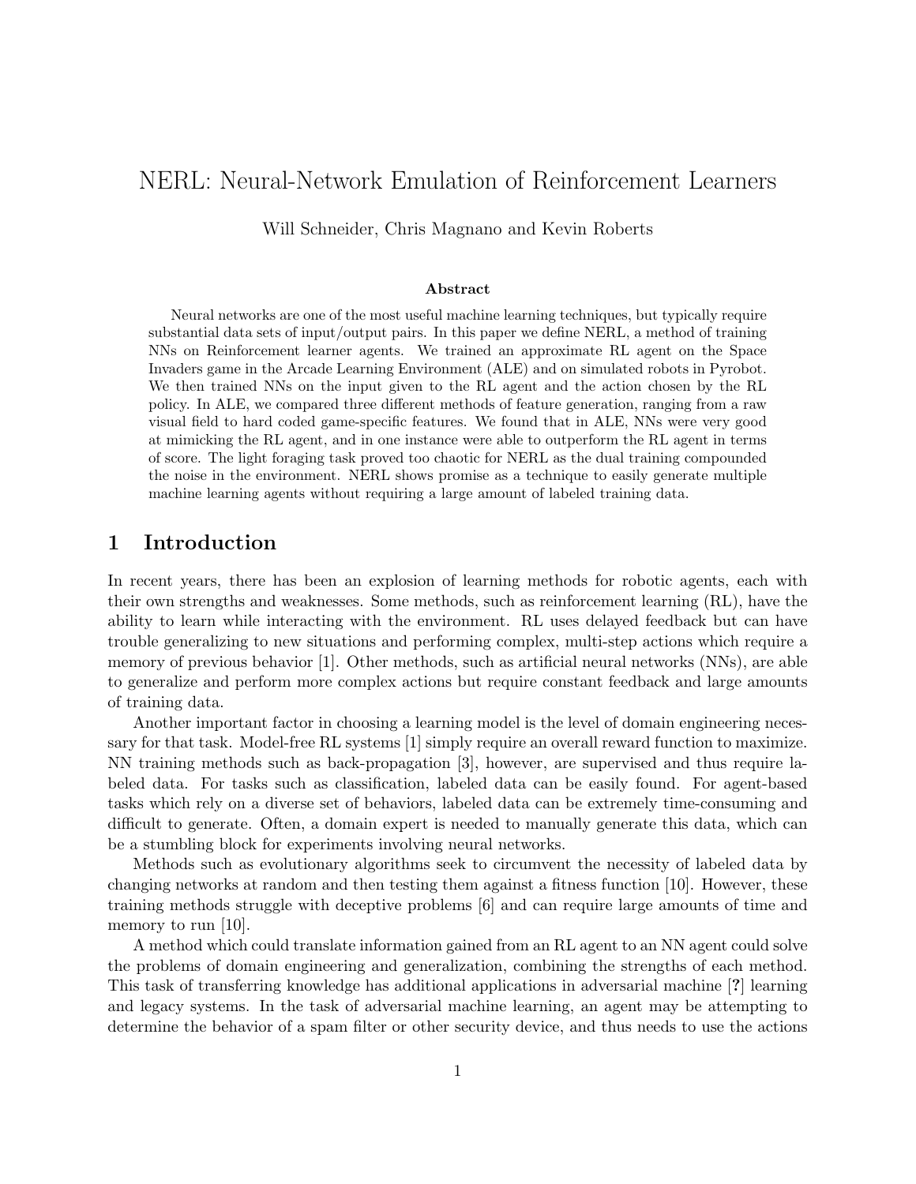# NERL: Neural-Network Emulation of Reinforcement Learners

Will Schneider, Chris Magnano and Kevin Roberts

### Abstract

Neural networks are one of the most useful machine learning techniques, but typically require substantial data sets of input/output pairs. In this paper we define NERL, a method of training NNs on Reinforcement learner agents. We trained an approximate RL agent on the Space Invaders game in the Arcade Learning Environment (ALE) and on simulated robots in Pyrobot. We then trained NNs on the input given to the RL agent and the action chosen by the RL policy. In ALE, we compared three different methods of feature generation, ranging from a raw visual field to hard coded game-specific features. We found that in ALE, NNs were very good at mimicking the RL agent, and in one instance were able to outperform the RL agent in terms of score. The light foraging task proved too chaotic for NERL as the dual training compounded the noise in the environment. NERL shows promise as a technique to easily generate multiple machine learning agents without requiring a large amount of labeled training data.

## 1 Introduction

In recent years, there has been an explosion of learning methods for robotic agents, each with their own strengths and weaknesses. Some methods, such as reinforcement learning (RL), have the ability to learn while interacting with the environment. RL uses delayed feedback but can have trouble generalizing to new situations and performing complex, multi-step actions which require a memory of previous behavior [1]. Other methods, such as artificial neural networks (NNs), are able to generalize and perform more complex actions but require constant feedback and large amounts of training data.

Another important factor in choosing a learning model is the level of domain engineering necessary for that task. Model-free RL systems [1] simply require an overall reward function to maximize. NN training methods such as back-propagation [3], however, are supervised and thus require labeled data. For tasks such as classification, labeled data can be easily found. For agent-based tasks which rely on a diverse set of behaviors, labeled data can be extremely time-consuming and difficult to generate. Often, a domain expert is needed to manually generate this data, which can be a stumbling block for experiments involving neural networks.

Methods such as evolutionary algorithms seek to circumvent the necessity of labeled data by changing networks at random and then testing them against a fitness function [10]. However, these training methods struggle with deceptive problems [6] and can require large amounts of time and memory to run [10].

A method which could translate information gained from an RL agent to an NN agent could solve the problems of domain engineering and generalization, combining the strengths of each method. This task of transferring knowledge has additional applications in adversarial machine [**?**] learning and legacy systems. In the task of adversarial machine learning, an agent may be attempting to determine the behavior of a spam filter or other security device, and thus needs to use the actions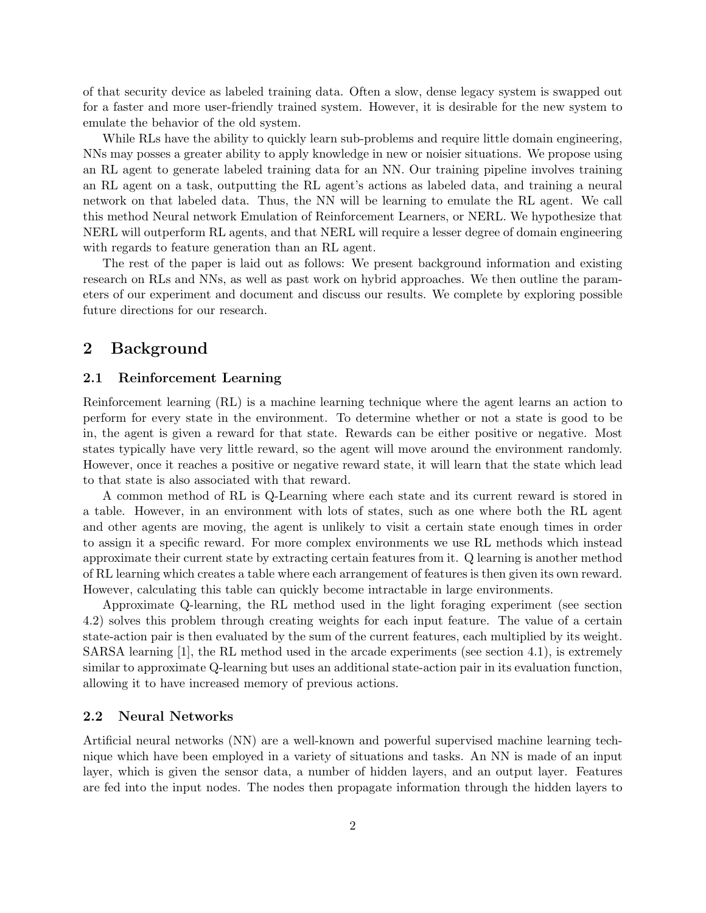of that security device as labeled training data. Often a slow, dense legacy system is swapped out for a faster and more user-friendly trained system. However, it is desirable for the new system to emulate the behavior of the old system.

While RLs have the ability to quickly learn sub-problems and require little domain engineering, NNs may posses a greater ability to apply knowledge in new or noisier situations. We propose using an RL agent to generate labeled training data for an NN. Our training pipeline involves training an RL agent on a task, outputting the RL agent's actions as labeled data, and training a neural network on that labeled data. Thus, the NN will be learning to emulate the RL agent. We call this method Neural network Emulation of Reinforcement Learners, or NERL. We hypothesize that NERL will outperform RL agents, and that NERL will require a lesser degree of domain engineering with regards to feature generation than an RL agent.

The rest of the paper is laid out as follows: We present background information and existing research on RLs and NNs, as well as past work on hybrid approaches. We then outline the parameters of our experiment and document and discuss our results. We complete by exploring possible future directions for our research.

## 2 Background

### 2.1 Reinforcement Learning

Reinforcement learning (RL) is a machine learning technique where the agent learns an action to perform for every state in the environment. To determine whether or not a state is good to be in, the agent is given a reward for that state. Rewards can be either positive or negative. Most states typically have very little reward, so the agent will move around the environment randomly. However, once it reaches a positive or negative reward state, it will learn that the state which lead to that state is also associated with that reward.

A common method of RL is Q-Learning where each state and its current reward is stored in a table. However, in an environment with lots of states, such as one where both the RL agent and other agents are moving, the agent is unlikely to visit a certain state enough times in order to assign it a specific reward. For more complex environments we use RL methods which instead approximate their current state by extracting certain features from it. Q learning is another method of RL learning which creates a table where each arrangement of features is then given its own reward. However, calculating this table can quickly become intractable in large environments.

Approximate Q-learning, the RL method used in the light foraging experiment (see section 4.2) solves this problem through creating weights for each input feature. The value of a certain state-action pair is then evaluated by the sum of the current features, each multiplied by its weight. SARSA learning [1], the RL method used in the arcade experiments (see section 4.1), is extremely similar to approximate Q-learning but uses an additional state-action pair in its evaluation function, allowing it to have increased memory of previous actions.

### 2.2 Neural Networks

Artificial neural networks (NN) are a well-known and powerful supervised machine learning technique which have been employed in a variety of situations and tasks. An NN is made of an input layer, which is given the sensor data, a number of hidden layers, and an output layer. Features are fed into the input nodes. The nodes then propagate information through the hidden layers to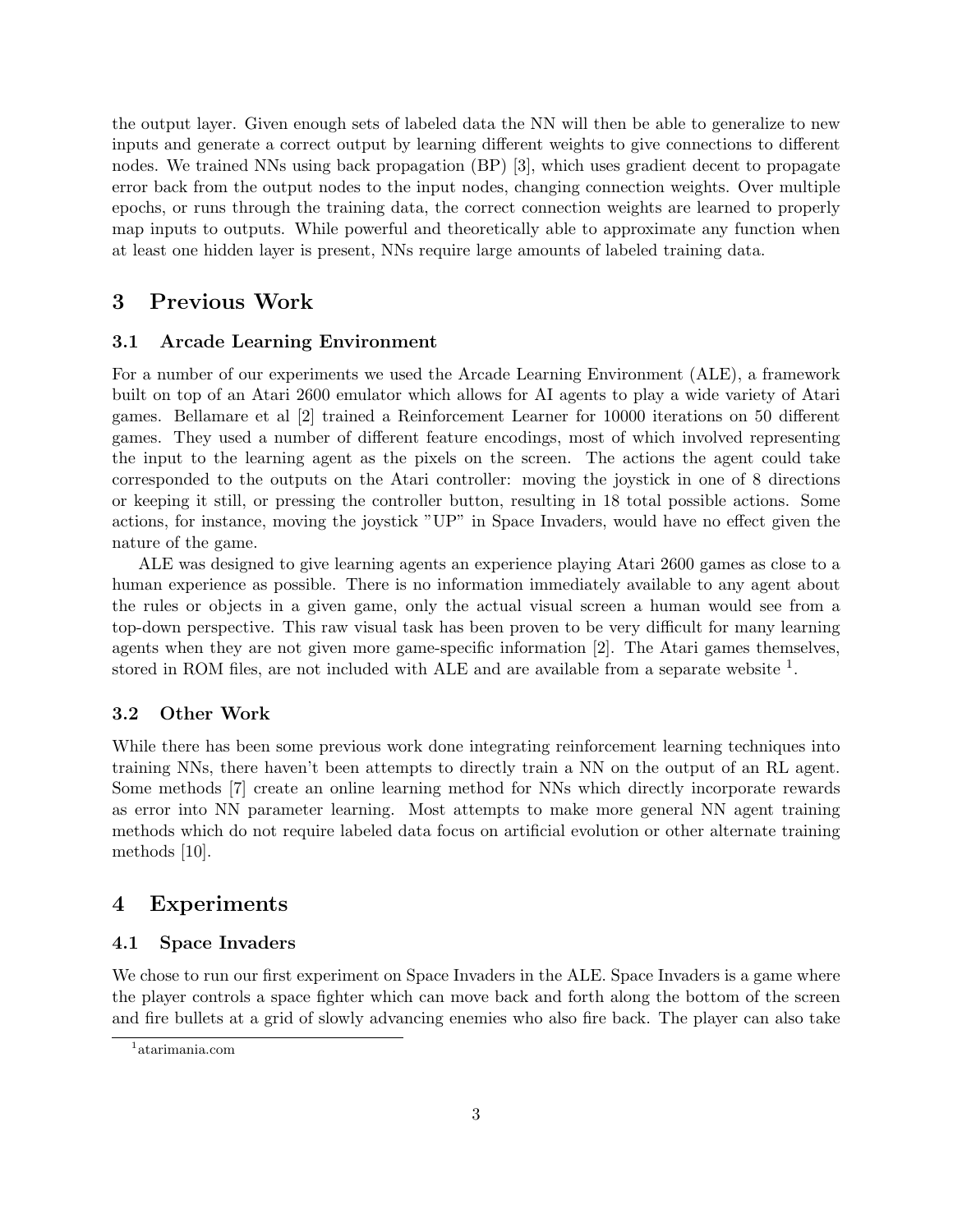the output layer. Given enough sets of labeled data the NN will then be able to generalize to new inputs and generate a correct output by learning different weights to give connections to different nodes. We trained NNs using back propagation (BP) [3], which uses gradient decent to propagate error back from the output nodes to the input nodes, changing connection weights. Over multiple epochs, or runs through the training data, the correct connection weights are learned to properly map inputs to outputs. While powerful and theoretically able to approximate any function when at least one hidden layer is present, NNs require large amounts of labeled training data.

# 3 Previous Work

## 3.1 Arcade Learning Environment

For a number of our experiments we used the Arcade Learning Environment (ALE), a framework built on top of an Atari 2600 emulator which allows for AI agents to play a wide variety of Atari games. Bellamare et al [2] trained a Reinforcement Learner for 10000 iterations on 50 different games. They used a number of different feature encodings, most of which involved representing the input to the learning agent as the pixels on the screen. The actions the agent could take corresponded to the outputs on the Atari controller: moving the joystick in one of 8 directions or keeping it still, or pressing the controller button, resulting in 18 total possible actions. Some actions, for instance, moving the joystick "UP" in Space Invaders, would have no effect given the nature of the game.

ALE was designed to give learning agents an experience playing Atari 2600 games as close to a human experience as possible. There is no information immediately available to any agent about the rules or objects in a given game, only the actual visual screen a human would see from a top-down perspective. This raw visual task has been proven to be very difficult for many learning agents when they are not given more game-specific information [2]. The Atari games themselves, stored in ROM files, are not included with ALE and are available from a separate website [1].

## 3.2 Other Work

While there has been some previous work done integrating reinforcement learning techniques into training NNs, there haven't been attempts to directly train a NN on the output of an RL agent. Some methods [7] create an online learning method for NNs which directly incorporate rewards as error into NN parameter learning. Most attempts to make more general NN agent training methods which do not require labeled data focus on artificial evolution or other alternate training methods [10].

# 4 Experiments

## 4.1 Space Invaders

We chose to run our first experiment on Space Invaders in the ALE. Space Invaders is a game where the player controls a space fighter which can move back and forth along the bottom of the screen and fire bullets at a grid of slowly advancing enemies who also fire back. The player can also take

[1] atarimania.com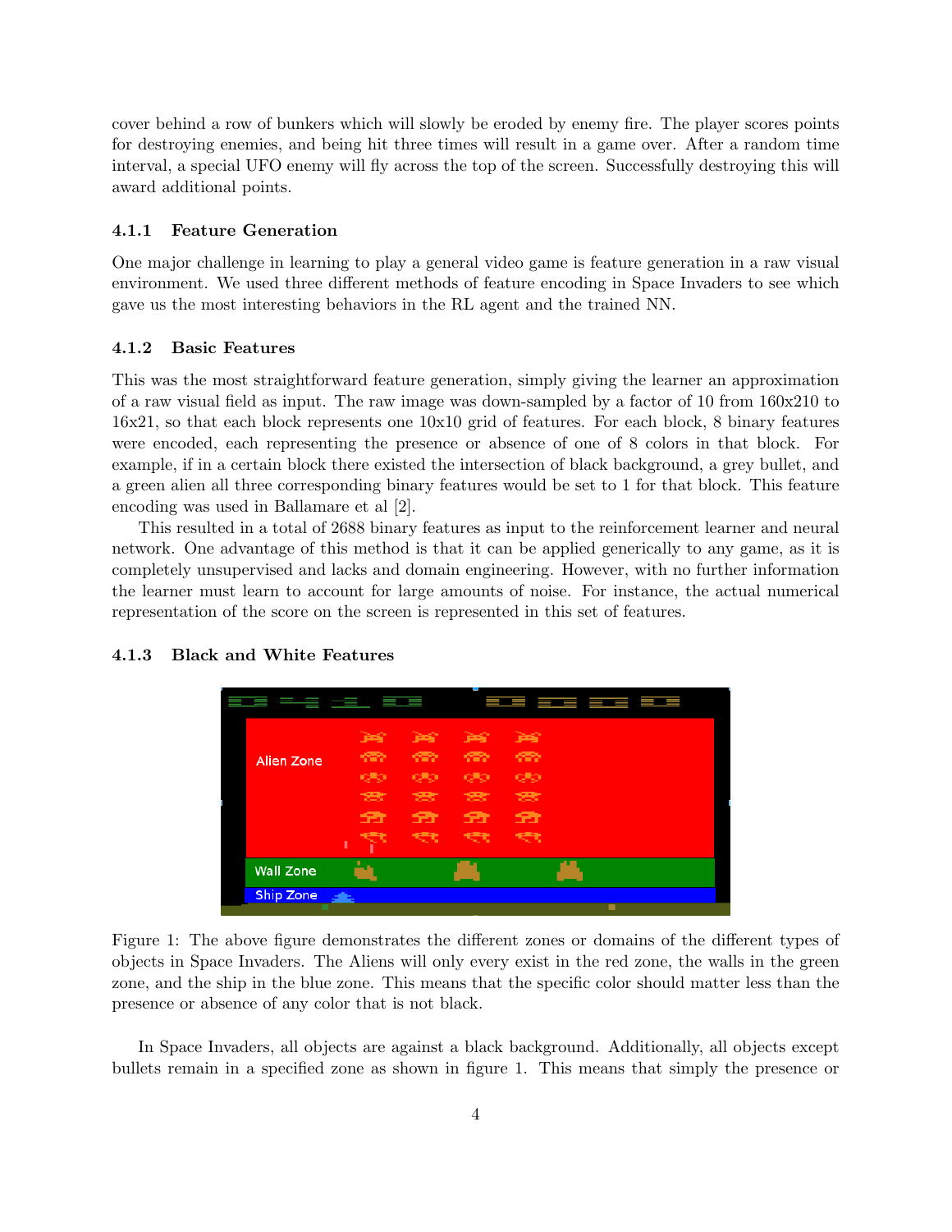cover behind a row of bunkers which will slowly be eroded by enemy fire. The player scores points for destroying enemies, and being hit three times will result in a game over. After a random time interval, a special UFO enemy will fly across the top of the screen. Successfully destroying this will award additional points.

### 4.1.1 Feature Generation

One major challenge in learning to play a general video game is feature generation in a raw visual environment. We used three different methods of feature encoding in Space Invaders to see which gave us the most interesting behaviors in the RL agent and the trained NN.

### 4.1.2 Basic Features

This was the most straightforward feature generation, simply giving the learner an approximation of a raw visual field as input. The raw image was down-sampled by a factor of 10 from 160x210 to 16x21, so that each block represents one 10x10 grid of features. For each block, 8 binary features were encoded, each representing the presence or absence of one of 8 colors in that block. For example, if in a certain block there existed the intersection of black background, a grey bullet, and a green alien all three corresponding binary features would be set to 1 for that block. This feature encoding was used in Ballamare et al [2].

This resulted in a total of 2688 binary features as input to the reinforcement learner and neural network. One advantage of this method is that it can be applied generically to any game, as it is completely unsupervised and lacks and domain engineering. However, with no further information the learner must learn to account for large amounts of noise. For instance, the actual numerical representation of the score on the screen is represented in this set of features.

### 4.1.3 Black and White Features

Figure 1: The above figure demonstrates the different zones or domains of the different types of objects in Space Invaders. The Aliens will only every exist in the red zone, the walls in the green zone, and the ship in the blue zone. This means that the specific color should matter less than the presence or absence of any color that is not black.

In Space Invaders, all objects are against a black background. Additionally, all objects except bullets remain in a specified zone as shown in figure 1. This means that simply the presence or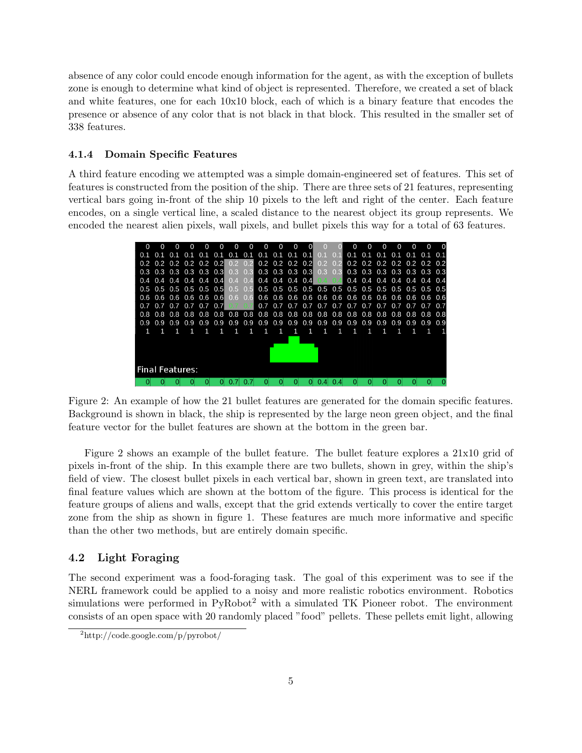absence of any color could encode enough information for the agent, as with the exception of bullets zone is enough to determine what kind of object is represented. Therefore, we created a set of black and white features, one for each 10x10 block, each of which is a binary feature that encodes the presence or absence of any color that is not black in that block. This resulted in the smaller set of 338 features.

#### 4.1.4 Domain Specific Features

A third feature encoding we attempted was a simple domain-engineered set of features. This set of features is constructed from the position of the ship. There are three sets of 21 features, representing vertical bars going in-front of the ship 10 pixels to the left and right of the center. Each feature encodes, on a single vertical line, a scaled distance to the nearest object its group represents. We encoded the nearest alien pixels, wall pixels, and bullet pixels this way for a total of 63 features.

Figure 2: An example of how the 21 bullet features are generated for the domain specific features. Background is shown in black, the ship is represented by the large neon green object, and the final feature vector for the bullet features are shown at the bottom in the green bar.

Figure 2 shows an example of the bullet feature. The bullet feature explores a 21x10 grid of pixels in-front of the ship. In this example there are two bullets, shown in grey, within the ship's field of view. The closest bullet pixels in each vertical bar, shown in green text, are translated into final feature values which are shown at the bottom of the figure. This process is identical for the feature groups of aliens and walls, except that the grid extends vertically to cover the entire target zone from the ship as shown in figure 1. These features are much more informative and specific than the other two methods, but are entirely domain specific.

### 4.2 Light Foraging

The second experiment was a food-foraging task. The goal of this experiment was to see if the NERL framework could be applied to a noisy and more realistic robotics environment. Robotics simulations were performed in PyRobot[2] with a simulated TK Pioneer robot. The environment consists of an open space with 20 randomly placed "food" pellets. These pellets emit light, allowing

[2] http://code.google.com/p/pyrobot/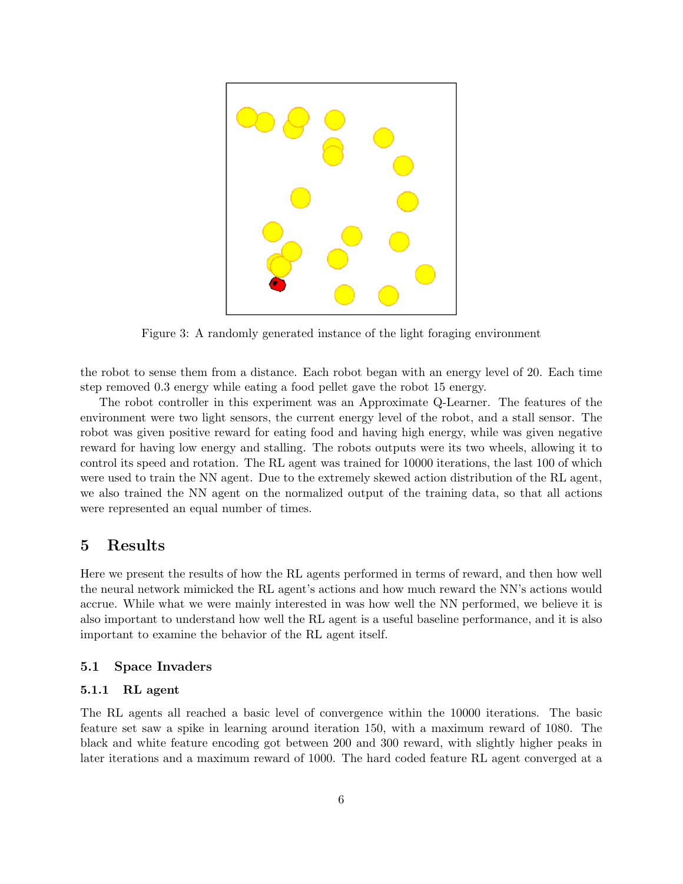Figure 3: A randomly generated instance of the light foraging environment

the robot to sense them from a distance. Each robot began with an energy level of 20. Each time step removed 0.3 energy while eating a food pellet gave the robot 15 energy.

The robot controller in this experiment was an Approximate Q-Learner. The features of the environment were two light sensors, the current energy level of the robot, and a stall sensor. The robot was given positive reward for eating food and having high energy, while was given negative reward for having low energy and stalling. The robots outputs were its two wheels, allowing it to control its speed and rotation. The RL agent was trained for 10000 iterations, the last 100 of which were used to train the NN agent. Due to the extremely skewed action distribution of the RL agent, we also trained the NN agent on the normalized output of the training data, so that all actions were represented an equal number of times.

## 5 Results

Here we present the results of how the RL agents performed in terms of reward, and then how well the neural network mimicked the RL agent's actions and how much reward the NN's actions would accrue. While what we were mainly interested in was how well the NN performed, we believe it is also important to understand how well the RL agent is a useful baseline performance, and it is also important to examine the behavior of the RL agent itself.

### 5.1 Space Invaders

#### 5.1.1 RL agent

The RL agents all reached a basic level of convergence within the 10000 iterations. The basic feature set saw a spike in learning around iteration 150, with a maximum reward of 1080. The black and white feature encoding got between 200 and 300 reward, with slightly higher peaks in later iterations and a maximum reward of 1000. The hard coded feature RL agent converged at a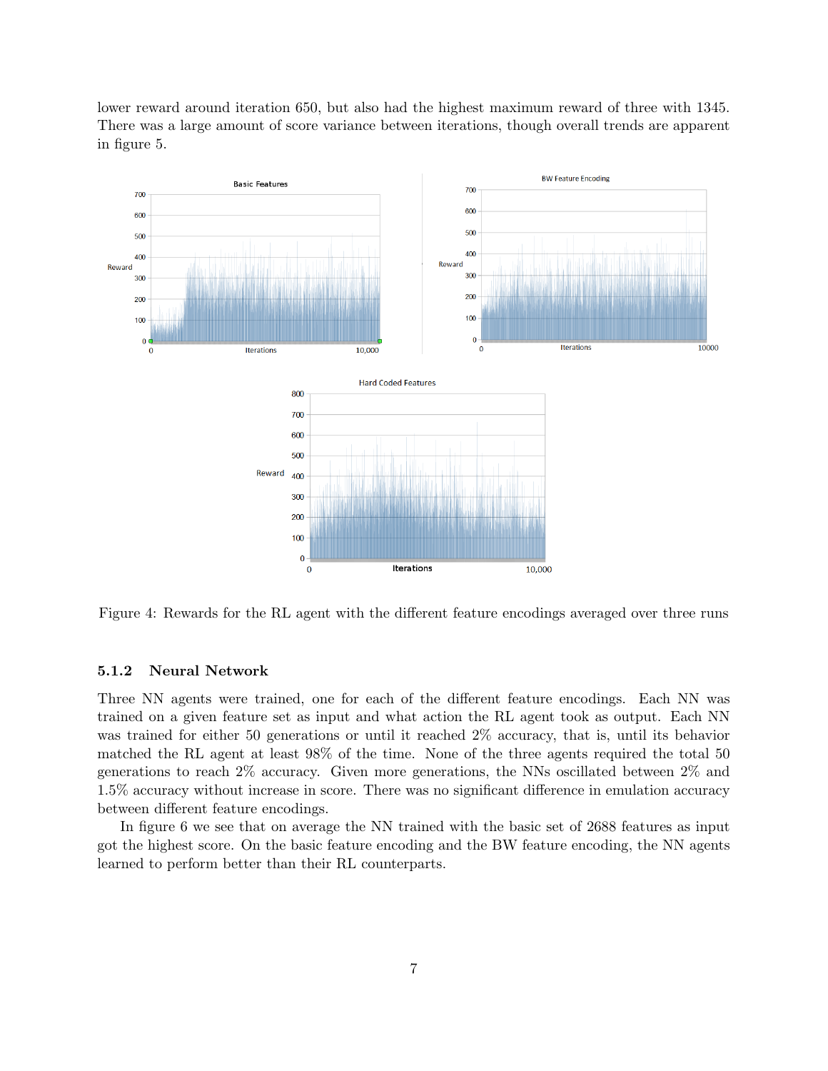lower reward around iteration 650, but also had the highest maximum reward of three with 1345. There was a large amount of score variance between iterations, though overall trends are apparent in figure 5.

Figure 4: Rewards for the RL agent with the different feature encodings averaged over three runs

#### 5.1.2 Neural Network

Three NN agents were trained, one for each of the different feature encodings. Each NN was trained on a given feature set as input and what action the RL agent took as output. Each NN was trained for either 50 generations or until it reached 2% accuracy, that is, until its behavior matched the RL agent at least 98% of the time. None of the three agents required the total 50 generations to reach 2% accuracy. Given more generations, the NNs oscillated between 2% and 1.5% accuracy without increase in score. There was no significant difference in emulation accuracy between different feature encodings.

In figure 6 we see that on average the NN trained with the basic set of 2688 features as input got the highest score. On the basic feature encoding and the BW feature encoding, the NN agents learned to perform better than their RL counterparts.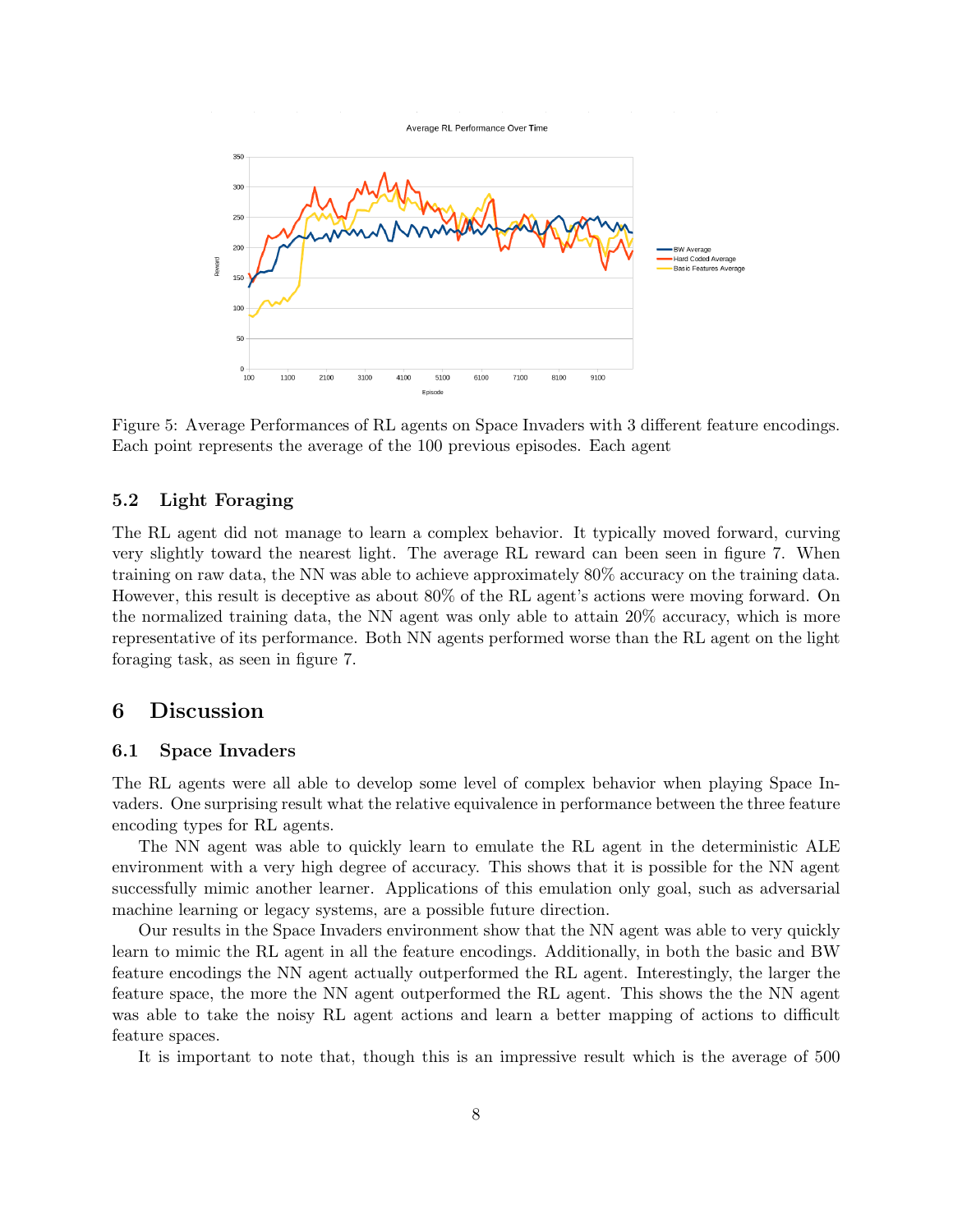Figure 5: Average Performances of RL agents on Space Invaders with 3 different feature encodings. Each point represents the average of the 100 previous episodes. Each agent

### 5.2 Light Foraging

The RL agent did not manage to learn a complex behavior. It typically moved forward, curving very slightly toward the nearest light. The average RL reward can been seen in figure 7. When training on raw data, the NN was able to achieve approximately 80% accuracy on the training data. However, this result is deceptive as about 80% of the RL agent's actions were moving forward. On the normalized training data, the NN agent was only able to attain 20% accuracy, which is more representative of its performance. Both NN agents performed worse than the RL agent on the light foraging task, as seen in figure 7.

## 6 Discussion

### 6.1 Space Invaders

The RL agents were all able to develop some level of complex behavior when playing Space Invaders. One surprising result what the relative equivalence in performance between the three feature encoding types for RL agents.

The NN agent was able to quickly learn to emulate the RL agent in the deterministic ALE environment with a very high degree of accuracy. This shows that it is possible for the NN agent successfully mimic another learner. Applications of this emulation only goal, such as adversarial machine learning or legacy systems, are a possible future direction.

Our results in the Space Invaders environment show that the NN agent was able to very quickly learn to mimic the RL agent in all the feature encodings. Additionally, in both the basic and BW feature encodings the NN agent actually outperformed the RL agent. Interestingly, the larger the feature space, the more the NN agent outperformed the RL agent. This shows the the NN agent was able to take the noisy RL agent actions and learn a better mapping of actions to difficult feature spaces.

It is important to note that, though this is an impressive result which is the average of 500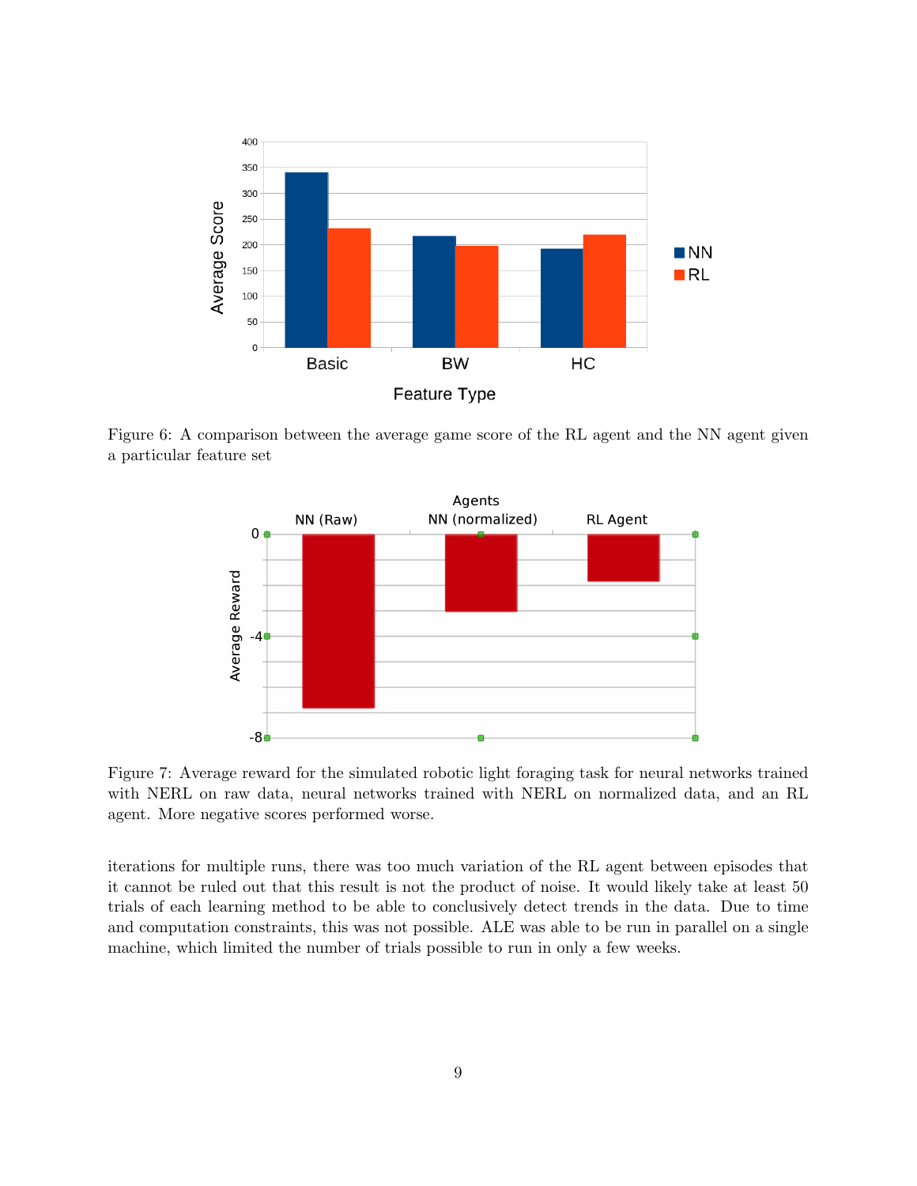Figure 6: A comparison between the average game score of the RL agent and the NN agent given a particular feature set

Figure 7: Average reward for the simulated robotic light foraging task for neural networks trained with NERL on raw data, neural networks trained with NERL on normalized data, and an RL agent. More negative scores performed worse.

iterations for multiple runs, there was too much variation of the RL agent between episodes that it cannot be ruled out that this result is not the product of noise. It would likely take at least 50 trials of each learning method to be able to conclusively detect trends in the data. Due to time and computation constraints, this was not possible. ALE was able to be run in parallel on a single machine, which limited the number of trials possible to run in only a few weeks.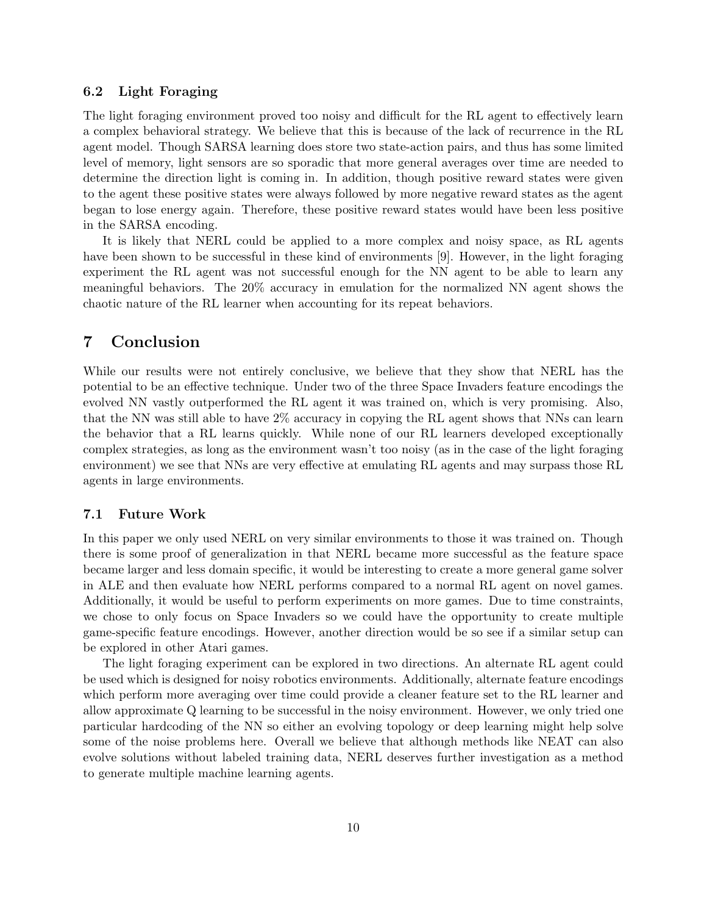### 6.2 Light Foraging

The light foraging environment proved too noisy and difficult for the RL agent to effectively learn a complex behavioral strategy. We believe that this is because of the lack of recurrence in the RL agent model. Though SARSA learning does store two state-action pairs, and thus has some limited level of memory, light sensors are so sporadic that more general averages over time are needed to determine the direction light is coming in. In addition, though positive reward states were given to the agent these positive states were always followed by more negative reward states as the agent began to lose energy again. Therefore, these positive reward states would have been less positive in the SARSA encoding.

It is likely that NERL could be applied to a more complex and noisy space, as RL agents have been shown to be successful in these kind of environments [9]. However, in the light foraging experiment the RL agent was not successful enough for the NN agent to be able to learn any meaningful behaviors. The 20% accuracy in emulation for the normalized NN agent shows the chaotic nature of the RL learner when accounting for its repeat behaviors.

## 7 Conclusion

While our results were not entirely conclusive, we believe that they show that NERL has the potential to be an effective technique. Under two of the three Space Invaders feature encodings the evolved NN vastly outperformed the RL agent it was trained on, which is very promising. Also, that the NN was still able to have 2% accuracy in copying the RL agent shows that NNs can learn the behavior that a RL learns quickly. While none of our RL learners developed exceptionally complex strategies, as long as the environment wasn't too noisy (as in the case of the light foraging environment) we see that NNs are very effective at emulating RL agents and may surpass those RL agents in large environments.

### 7.1 Future Work

In this paper we only used NERL on very similar environments to those it was trained on. Though there is some proof of generalization in that NERL became more successful as the feature space became larger and less domain specific, it would be interesting to create a more general game solver in ALE and then evaluate how NERL performs compared to a normal RL agent on novel games. Additionally, it would be useful to perform experiments on more games. Due to time constraints, we chose to only focus on Space Invaders so we could have the opportunity to create multiple game-specific feature encodings. However, another direction would be so see if a similar setup can be explored in other Atari games.

The light foraging experiment can be explored in two directions. An alternate RL agent could be used which is designed for noisy robotics environments. Additionally, alternate feature encodings which perform more averaging over time could provide a cleaner feature set to the RL learner and allow approximate Q learning to be successful in the noisy environment. However, we only tried one particular hardcoding of the NN so either an evolving topology or deep learning might help solve some of the noise problems here. Overall we believe that although methods like NEAT can also evolve solutions without labeled training data, NERL deserves further investigation as a method to generate multiple machine learning agents.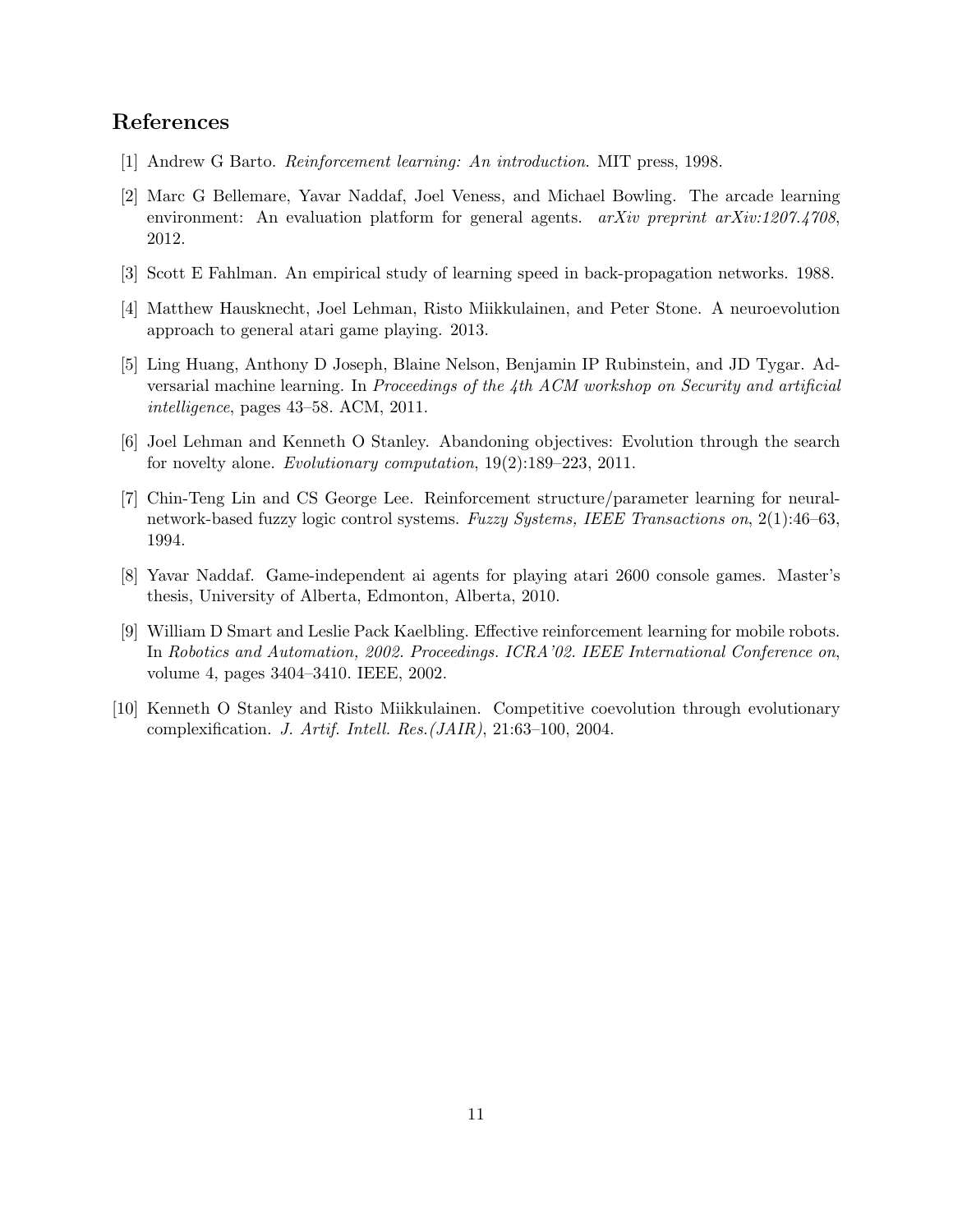## References

[1] Andrew G Barto. *Reinforcement learning: An introduction*. MIT press, 1998.

[2] Marc G Bellemare, Yavar Naddaf, Joel Veness, and Michael Bowling. The arcade learning environment: An evaluation platform for general agents. *arXiv preprint arXiv:1207.4708*, 2012.

[3] Scott E Fahlman. An empirical study of learning speed in back-propagation networks. 1988.

[4] Matthew Hausknecht, Joel Lehman, Risto Miikkulainen, and Peter Stone. A neuroevolution approach to general atari game playing. 2013.

[5] Ling Huang, Anthony D Joseph, Blaine Nelson, Benjamin IP Rubinstein, and JD Tygar. Adversarial machine learning. In *Proceedings of the 4th ACM workshop on Security and artificial intelligence*, pages 43–58. ACM, 2011.

[6] Joel Lehman and Kenneth O Stanley. Abandoning objectives: Evolution through the search for novelty alone. *Evolutionary computation*, 19(2):189–223, 2011.

[7] Chin-Teng Lin and CS George Lee. Reinforcement structure/parameter learning for neural-network-based fuzzy logic control systems. *Fuzzy Systems, IEEE Transactions on*, 2(1):46–63, 1994.

[8] Yavar Naddaf. Game-independent ai agents for playing atari 2600 console games. Master's thesis, University of Alberta, Edmonton, Alberta, 2010.

[9] William D Smart and Leslie Pack Kaelbling. Effective reinforcement learning for mobile robots. In *Robotics and Automation, 2002. Proceedings. ICRA'02. IEEE International Conference on*, volume 4, pages 3404–3410. IEEE, 2002.

[10] Kenneth O Stanley and Risto Miikkulainen. Competitive coevolution through evolutionary complexification. *J. Artif. Intell. Res.(JAIR)*, 21:63–100, 2004.